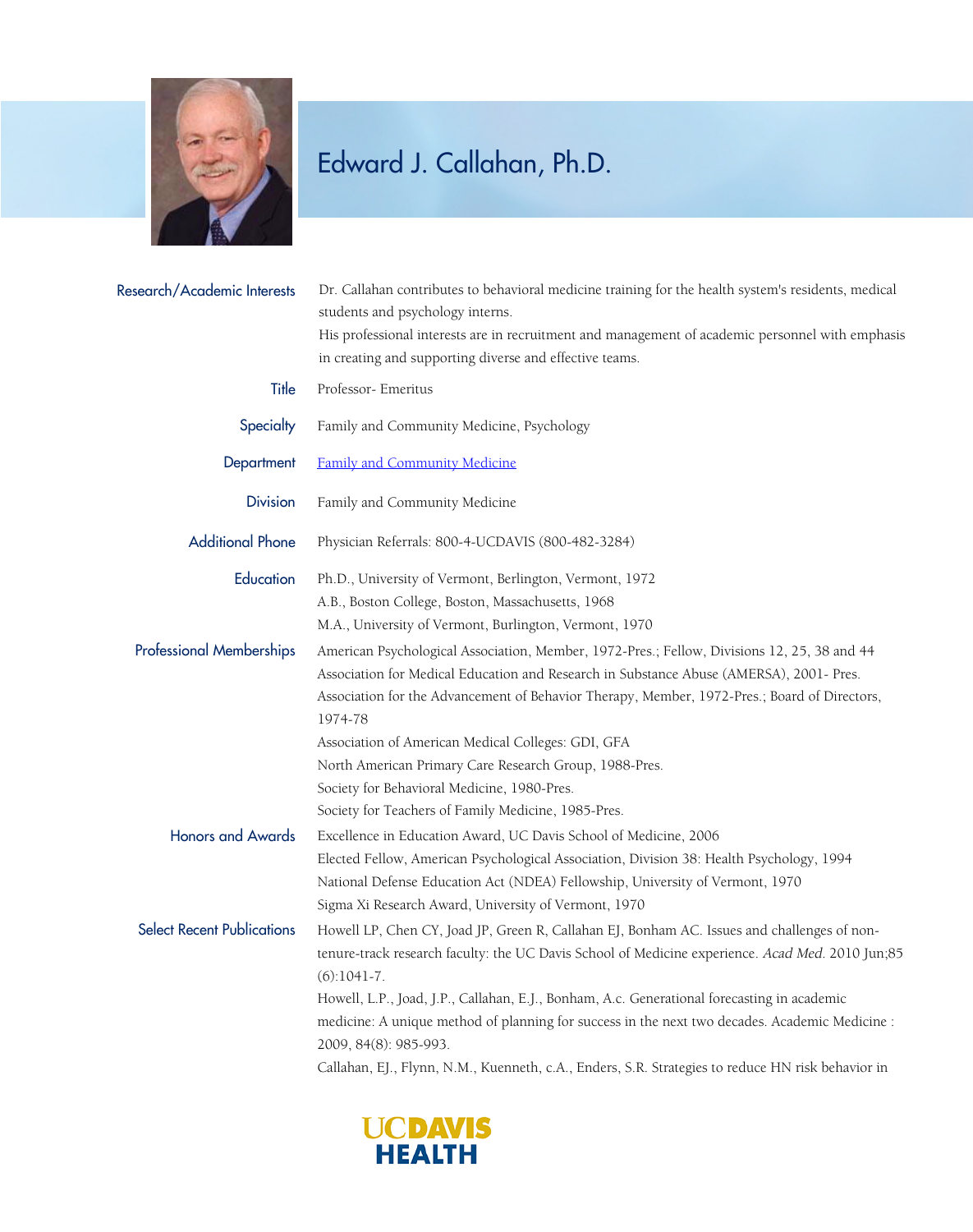# Edward J. Callahan, Ph.D.

**Research/Academic Interests**

Dr. Callahan contributes to behavioral medicine training for the health system's residents, medical students and psychology interns.
His professional interests are in recruitment and management of academic personnel with emphasis in creating and supporting diverse and effective teams.

**Title**

Professor- Emeritus

**Specialty**

Family and Community Medicine, Psychology

**Department**

Family and Community Medicine

**Division**

Family and Community Medicine

**Additional Phone**

Physician Referrals: 800-4-UCDAVIS (800-482-3284)

**Education**

Ph.D., University of Vermont, Berlington, Vermont, 1972
A.B., Boston College, Boston, Massachusetts, 1968
M.A., University of Vermont, Burlington, Vermont, 1970

**Professional Memberships**

American Psychological Association, Member, 1972-Pres.; Fellow, Divisions 12, 25, 38 and 44
Association for Medical Education and Research in Substance Abuse (AMERSA), 2001- Pres.
Association for the Advancement of Behavior Therapy, Member, 1972-Pres.; Board of Directors, 1974-78
Association of American Medical Colleges: GDI, GFA
North American Primary Care Research Group, 1988-Pres.
Society for Behavioral Medicine, 1980-Pres.
Society for Teachers of Family Medicine, 1985-Pres.

**Honors and Awards**

Excellence in Education Award, UC Davis School of Medicine, 2006
Elected Fellow, American Psychological Association, Division 38: Health Psychology, 1994
National Defense Education Act (NDEA) Fellowship, University of Vermont, 1970
Sigma Xi Research Award, University of Vermont, 1970

**Select Recent Publications**

Howell LP, Chen CY, Joad JP, Green R, Callahan EJ, Bonham AC. Issues and challenges of non-tenure-track research faculty: the UC Davis School of Medicine experience. *Acad Med.* 2010 Jun;85 (6):1041-7.
Howell, L.P., Joad, J.P., Callahan, E.J., Bonham, A.c. Generational forecasting in academic medicine: A unique method of planning for success in the next two decades. Academic Medicine : 2009, 84(8): 985-993.
Callahan, EJ., Flynn, N.M., Kuenneth, c.A., Enders, S.R. Strategies to reduce HN risk behavior in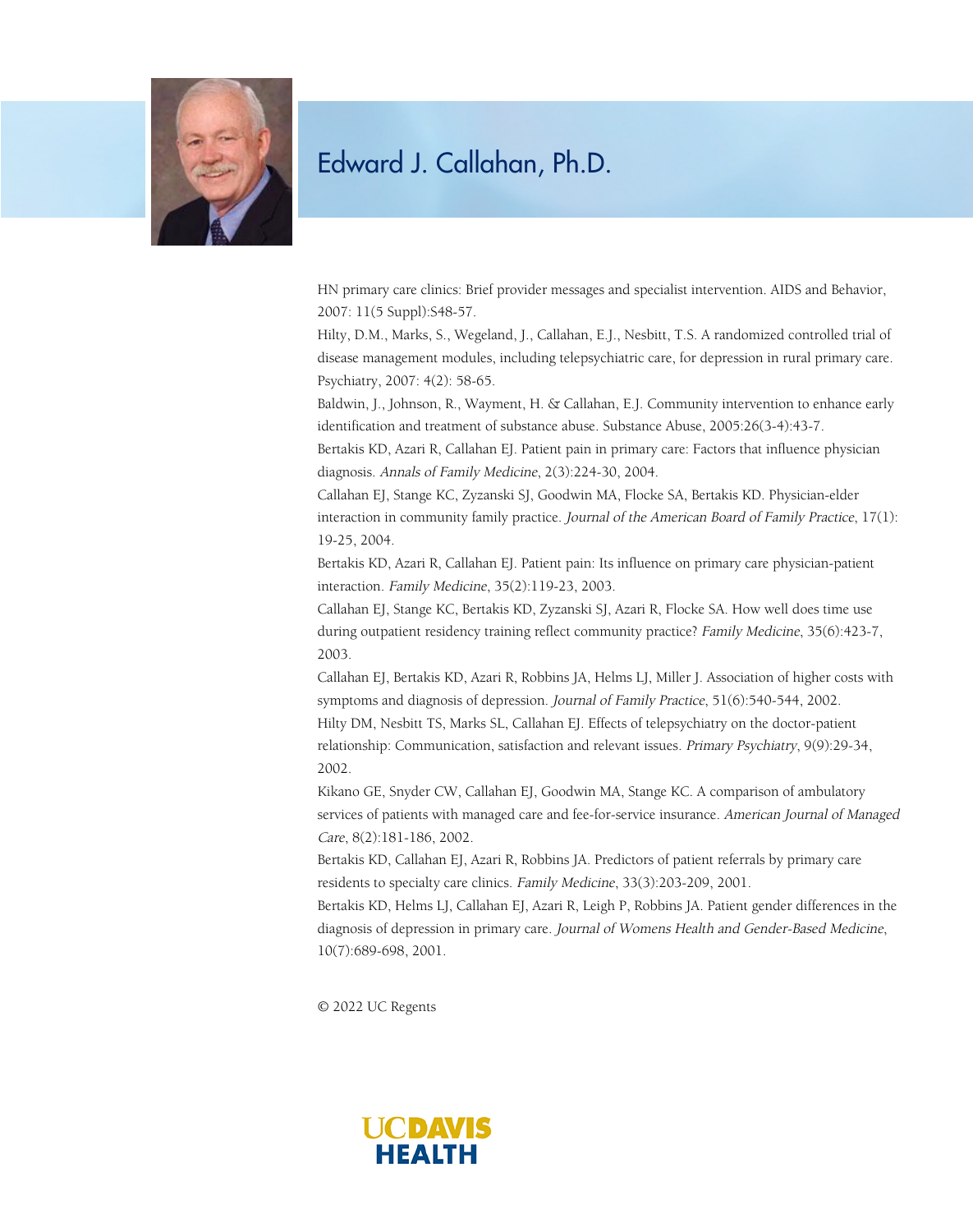# Edward J. Callahan, Ph.D.

HN primary care clinics: Brief provider messages and specialist intervention. AIDS and Behavior, 2007: 11(5 Suppl):S48-57.

Hilty, D.M., Marks, S., Wegeland, J., Callahan, E.J., Nesbitt, T.S. A randomized controlled trial of disease management modules, including telepsychiatric care, for depression in rural primary care. Psychiatry, 2007: 4(2): 58-65.

Baldwin, J., Johnson, R., Wayment, H. & Callahan, E.J. Community intervention to enhance early identification and treatment of substance abuse. Substance Abuse, 2005:26(3-4):43-7.

Bertakis KD, Azari R, Callahan EJ. Patient pain in primary care: Factors that influence physician diagnosis. *Annals of Family Medicine*, 2(3):224-30, 2004.

Callahan EJ, Stange KC, Zyzanski SJ, Goodwin MA, Flocke SA, Bertakis KD. Physician-elder interaction in community family practice. *Journal of the American Board of Family Practice*, 17(1): 19-25, 2004.

Bertakis KD, Azari R, Callahan EJ. Patient pain: Its influence on primary care physician-patient interaction. *Family Medicine*, 35(2):119-23, 2003.

Callahan EJ, Stange KC, Bertakis KD, Zyzanski SJ, Azari R, Flocke SA. How well does time use during outpatient residency training reflect community practice? *Family Medicine*, 35(6):423-7, 2003.

Callahan EJ, Bertakis KD, Azari R, Robbins JA, Helms LJ, Miller J. Association of higher costs with symptoms and diagnosis of depression. *Journal of Family Practice*, 51(6):540-544, 2002.

Hilty DM, Nesbitt TS, Marks SL, Callahan EJ. Effects of telepsychiatry on the doctor-patient relationship: Communication, satisfaction and relevant issues. *Primary Psychiatry*, 9(9):29-34, 2002.

Kikano GE, Snyder CW, Callahan EJ, Goodwin MA, Stange KC. A comparison of ambulatory services of patients with managed care and fee-for-service insurance. *American Journal of Managed Care*, 8(2):181-186, 2002.

Bertakis KD, Callahan EJ, Azari R, Robbins JA. Predictors of patient referrals by primary care residents to specialty care clinics. *Family Medicine*, 33(3):203-209, 2001.

Bertakis KD, Helms LJ, Callahan EJ, Azari R, Leigh P, Robbins JA. Patient gender differences in the diagnosis of depression in primary care. *Journal of Womens Health and Gender-Based Medicine*, 10(7):689-698, 2001.

© 2022 UC Regents

UC DAVIS HEALTH